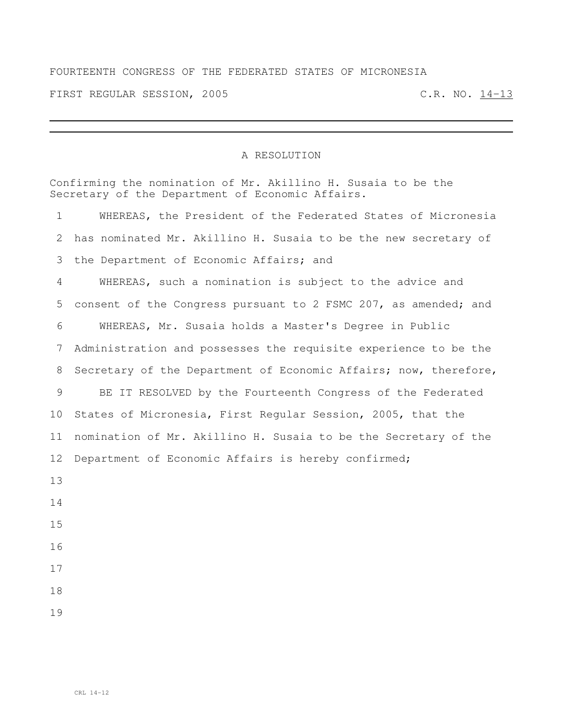FOURTEENTH CONGRESS OF THE FEDERATED STATES OF MICRONESIA

FIRST REGULAR SESSION, 2005 C.R. NO. 14-13

---

# A RESOLUTION

Confirming the nomination of Mr. Akillino H. Susaia to be the Secretary of the Department of Economic Affairs.

1 WHEREAS, the President of the Federated States of Micronesia
2 has nominated Mr. Akillino H. Susaia to be the new secretary of
3 the Department of Economic Affairs; and
4 WHEREAS, such a nomination is subject to the advice and
5 consent of the Congress pursuant to 2 FSMC 207, as amended; and
6 WHEREAS, Mr. Susaia holds a Master's Degree in Public
7 Administration and possesses the requisite experience to be the
8 Secretary of the Department of Economic Affairs; now, therefore,
9 BE IT RESOLVED by the Fourteenth Congress of the Federated
10 States of Micronesia, First Regular Session, 2005, that the
11 nomination of Mr. Akillino H. Susaia to be the Secretary of the
12 Department of Economic Affairs is hereby confirmed;
13
14
15
16
17
18
19

CRL 14-12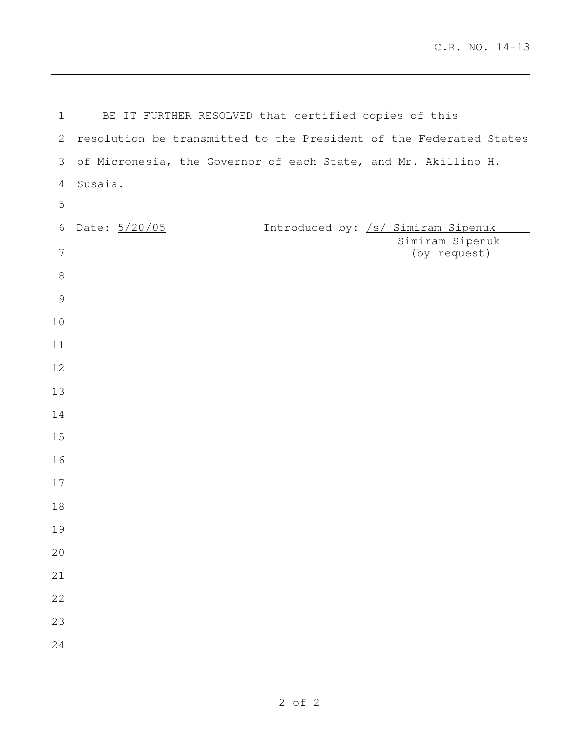BE IT FURTHER RESOLVED that certified copies of this resolution be transmitted to the President of the Federated States of Micronesia, the Governor of each State, and Mr. Akillino H. Susaia.

Date: 5/20/05

Introduced by: /s/ Simiram Sipenuk
Simiram Sipenuk
(by request)